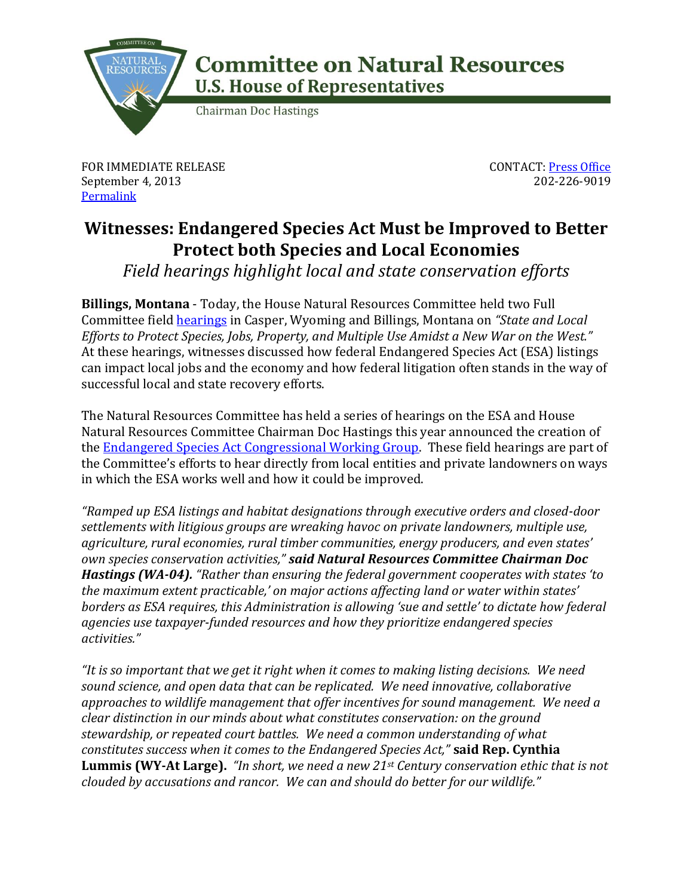# Committee on Natural Resources

**U.S. House of Representatives**

Chairman Doc Hastings

FOR IMMEDIATE RELEASE
September 4, 2013
Permalink

CONTACT: Press Office
202-226-9019

## Witnesses: Endangered Species Act Must be Improved to Better Protect both Species and Local Economies

*Field hearings highlight local and state conservation efforts*

**Billings, Montana** - Today, the House Natural Resources Committee held two Full Committee field hearings in Casper, Wyoming and Billings, Montana on *"State and Local Efforts to Protect Species, Jobs, Property, and Multiple Use Amidst a New War on the West."* At these hearings, witnesses discussed how federal Endangered Species Act (ESA) listings can impact local jobs and the economy and how federal litigation often stands in the way of successful local and state recovery efforts.

The Natural Resources Committee has held a series of hearings on the ESA and House Natural Resources Committee Chairman Doc Hastings this year announced the creation of the Endangered Species Act Congressional Working Group. These field hearings are part of the Committee's efforts to hear directly from local entities and private landowners on ways in which the ESA works well and how it could be improved.

*"Ramped up ESA listings and habitat designations through executive orders and closed-door settlements with litigious groups are wreaking havoc on private landowners, multiple use, agriculture, rural economies, rural timber communities, energy producers, and even states' own species conservation activities,"* ***said Natural Resources Committee Chairman Doc Hastings (WA-04).*** *"Rather than ensuring the federal government cooperates with states 'to the maximum extent practicable,' on major actions affecting land or water within states' borders as ESA requires, this Administration is allowing 'sue and settle' to dictate how federal agencies use taxpayer-funded resources and how they prioritize endangered species activities."*

*"It is so important that we get it right when it comes to making listing decisions. We need sound science, and open data that can be replicated. We need innovative, collaborative approaches to wildlife management that offer incentives for sound management. We need a clear distinction in our minds about what constitutes conservation: on the ground stewardship, or repeated court battles. We need a common understanding of what constitutes success when it comes to the Endangered Species Act,"* **said Rep. Cynthia Lummis (WY-At Large).** *"In short, we need a new 21st Century conservation ethic that is not clouded by accusations and rancor. We can and should do better for our wildlife."*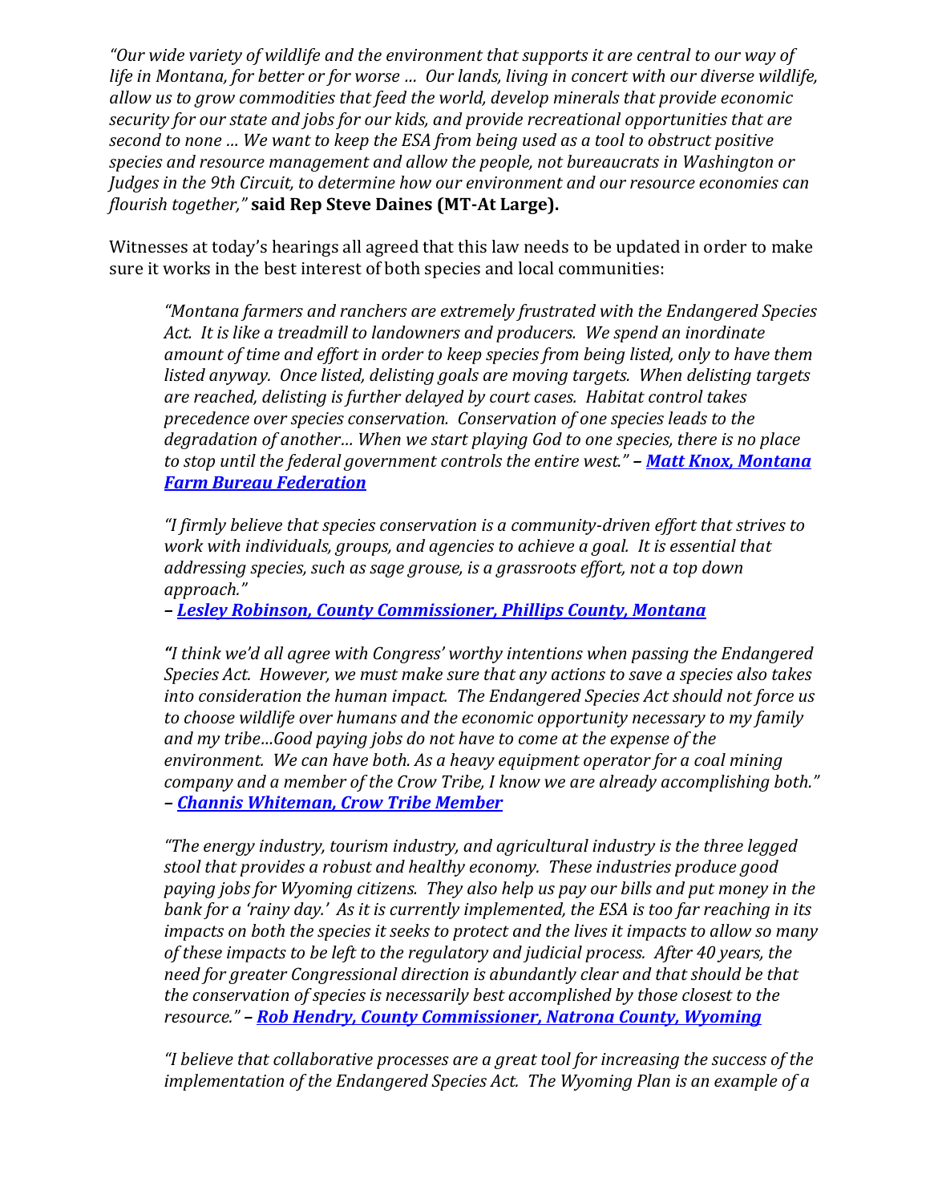*"Our wide variety of wildlife and the environment that supports it are central to our way of life in Montana, for better or for worse … Our lands, living in concert with our diverse wildlife, allow us to grow commodities that feed the world, develop minerals that provide economic security for our state and jobs for our kids, and provide recreational opportunities that are second to none … We want to keep the ESA from being used as a tool to obstruct positive species and resource management and allow the people, not bureaucrats in Washington or Judges in the 9th Circuit, to determine how our environment and our resource economies can flourish together,"* **said Rep Steve Daines (MT-At Large).**

Witnesses at today's hearings all agreed that this law needs to be updated in order to make sure it works in the best interest of both species and local communities:

> *"Montana farmers and ranchers are extremely frustrated with the Endangered Species Act. It is like a treadmill to landowners and producers. We spend an inordinate amount of time and effort in order to keep species from being listed, only to have them listed anyway. Once listed, delisting goals are moving targets. When delisting targets are reached, delisting is further delayed by court cases. Habitat control takes precedence over species conservation. Conservation of one species leads to the degradation of another… When we start playing God to one species, there is no place to stop until the federal government controls the entire west."* **– *Matt Knox, Montana Farm Bureau Federation***

> *"I firmly believe that species conservation is a community-driven effort that strives to work with individuals, groups, and agencies to achieve a goal. It is essential that addressing species, such as sage grouse, is a grassroots effort, not a top down approach."*
> **– *Lesley Robinson, County Commissioner, Phillips County, Montana***

> ***"****I think we'd all agree with Congress' worthy intentions when passing the Endangered Species Act. However, we must make sure that any actions to save a species also takes into consideration the human impact. The Endangered Species Act should not force us to choose wildlife over humans and the economic opportunity necessary to my family and my tribe…Good paying jobs do not have to come at the expense of the environment. We can have both. As a heavy equipment operator for a coal mining company and a member of the Crow Tribe, I know we are already accomplishing both."*
> **– *Channis Whiteman, Crow Tribe Member***

> *"The energy industry, tourism industry, and agricultural industry is the three legged stool that provides a robust and healthy economy. These industries produce good paying jobs for Wyoming citizens. They also help us pay our bills and put money in the bank for a 'rainy day.' As it is currently implemented, the ESA is too far reaching in its impacts on both the species it seeks to protect and the lives it impacts to allow so many of these impacts to be left to the regulatory and judicial process. After 40 years, the need for greater Congressional direction is abundantly clear and that should be that the conservation of species is necessarily best accomplished by those closest to the resource."* **– *Rob Hendry, County Commissioner, Natrona County, Wyoming***

> *"I believe that collaborative processes are a great tool for increasing the success of the implementation of the Endangered Species Act. The Wyoming Plan is an example of a*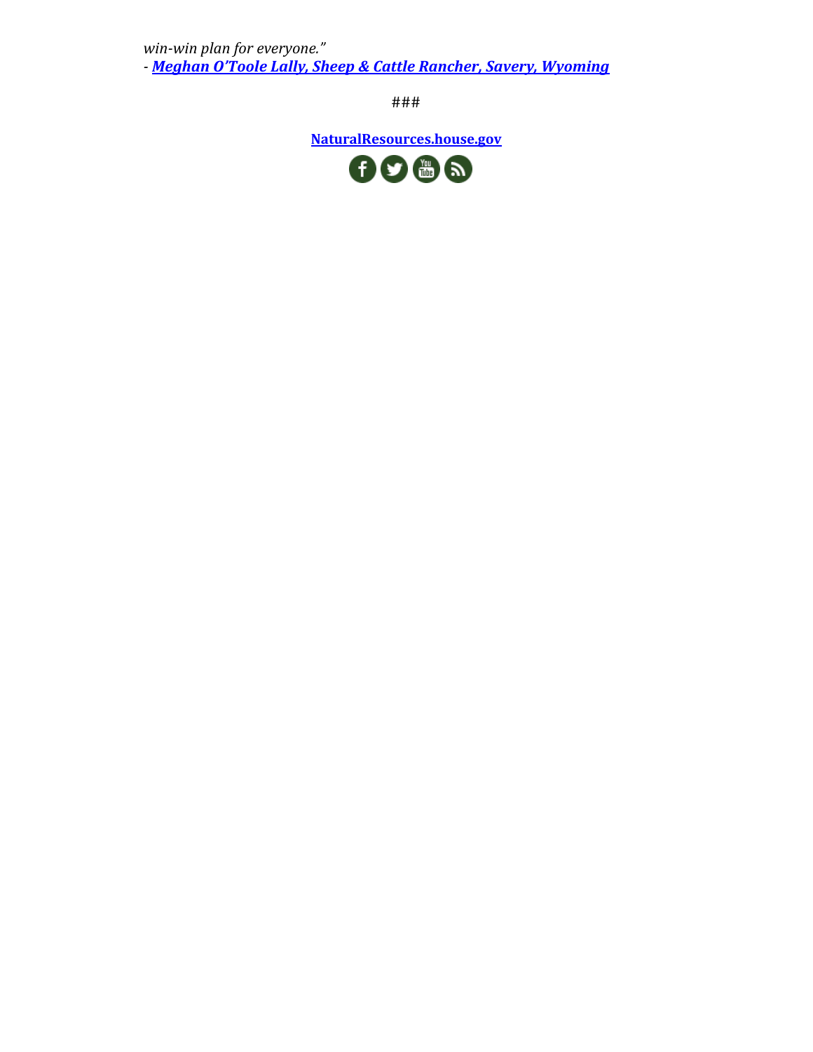*win-win plan for everyone."*
- ***Meghan O'Toole Lally, Sheep & Cattle Rancher, Savery, Wyoming***

###

**NaturalResources.house.gov**